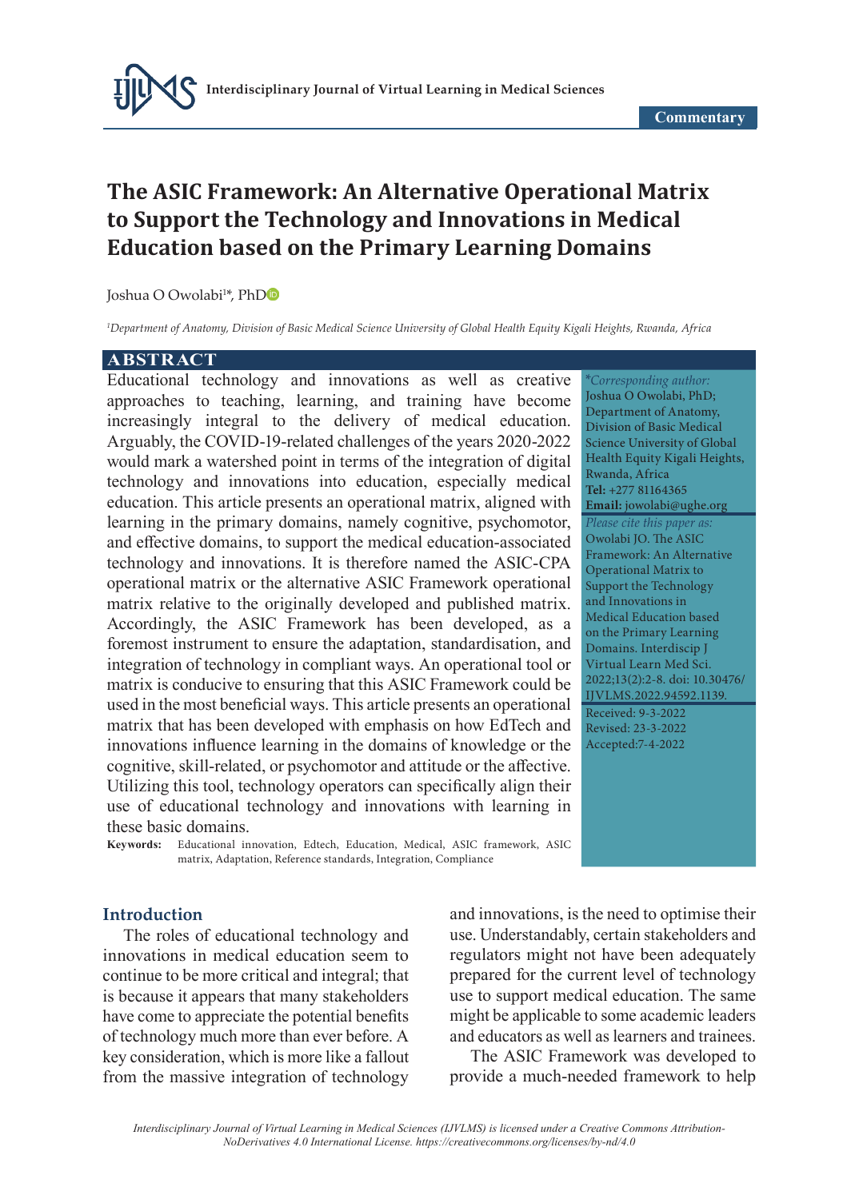Commentary

# The ASIC Framework: An Alternative Operational Matrix to Support the Technology and Innovations in Medical Education based on the Primary Learning Domains

Joshua O Owolabi[1]*, PhD

[1]*Department of Anatomy, Division of Basic Medical Science University of Global Health Equity Kigali Heights, Rwanda, Africa*

## ABSTRACT

Educational technology and innovations as well as creative approaches to teaching, learning, and training have become increasingly integral to the delivery of medical education. Arguably, the COVID-19-related challenges of the years 2020-2022 would mark a watershed point in terms of the integration of digital technology and innovations into education, especially medical education. This article presents an operational matrix, aligned with learning in the primary domains, namely cognitive, psychomotor, and effective domains, to support the medical education-associated technology and innovations. It is therefore named the ASIC-CPA operational matrix or the alternative ASIC Framework operational matrix relative to the originally developed and published matrix. Accordingly, the ASIC Framework has been developed, as a foremost instrument to ensure the adaptation, standardisation, and integration of technology in compliant ways. An operational tool or matrix is conducive to ensuring that this ASIC Framework could be used in the most beneficial ways. This article presents an operational matrix that has been developed with emphasis on how EdTech and innovations influence learning in the domains of knowledge or the cognitive, skill-related, or psychomotor and attitude or the affective. Utilizing this tool, technology operators can specifically align their use of educational technology and innovations with learning in these basic domains.

**Keywords:** Educational innovation, Edtech, Education, Medical, ASIC framework, ASIC matrix, Adaptation, Reference standards, Integration, Compliance

*\*Corresponding author:*
Joshua O Owolabi, PhD;
Department of Anatomy, Division of Basic Medical Science University of Global Health Equity Kigali Heights, Rwanda, Africa
**Tel:** +277 81164365
**Email:** jowolabi@ughe.org

*Please cite this paper as:*
Owolabi JO. The ASIC Framework: An Alternative Operational Matrix to Support the Technology and Innovations in Medical Education based on the Primary Learning Domains. Interdiscip J Virtual Learn Med Sci. 2022;13(2):2-8. doi: 10.30476/IJVLMS.2022.94592.1139.

Received: 9-3-2022
Revised: 23-3-2022
Accepted:7-4-2022

## Introduction

The roles of educational technology and innovations in medical education seem to continue to be more critical and integral; that is because it appears that many stakeholders have come to appreciate the potential benefits of technology much more than ever before. A key consideration, which is more like a fallout from the massive integration of technology and innovations, is the need to optimise their use. Understandably, certain stakeholders and regulators might not have been adequately prepared for the current level of technology use to support medical education. The same might be applicable to some academic leaders and educators as well as learners and trainees.

The ASIC Framework was developed to provide a much-needed framework to help

*Interdisciplinary Journal of Virtual Learning in Medical Sciences (IJVLMS) is licensed under a Creative Commons Attribution-NoDerivatives 4.0 International License. https://creativecommons.org/licenses/by-nd/4.0*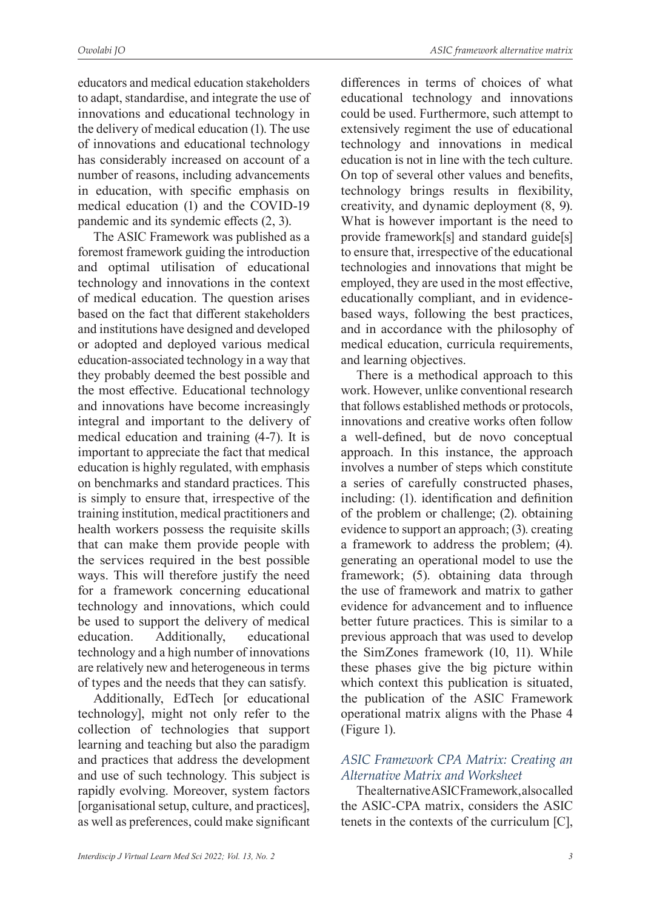educators and medical education stakeholders to adapt, standardise, and integrate the use of innovations and educational technology in the delivery of medical education (1). The use of innovations and educational technology has considerably increased on account of a number of reasons, including advancements in education, with specific emphasis on medical education (1) and the COVID-19 pandemic and its syndemic effects (2, 3).

The ASIC Framework was published as a foremost framework guiding the introduction and optimal utilisation of educational technology and innovations in the context of medical education. The question arises based on the fact that different stakeholders and institutions have designed and developed or adopted and deployed various medical education-associated technology in a way that they probably deemed the best possible and the most effective. Educational technology and innovations have become increasingly integral and important to the delivery of medical education and training (4-7). It is important to appreciate the fact that medical education is highly regulated, with emphasis on benchmarks and standard practices. This is simply to ensure that, irrespective of the training institution, medical practitioners and health workers possess the requisite skills that can make them provide people with the services required in the best possible ways. This will therefore justify the need for a framework concerning educational technology and innovations, which could be used to support the delivery of medical education. Additionally, educational technology and a high number of innovations are relatively new and heterogeneous in terms of types and the needs that they can satisfy.

Additionally, EdTech [or educational technology], might not only refer to the collection of technologies that support learning and teaching but also the paradigm and practices that address the development and use of such technology. This subject is rapidly evolving. Moreover, system factors [organisational setup, culture, and practices], as well as preferences, could make significant differences in terms of choices of what educational technology and innovations could be used. Furthermore, such attempt to extensively regiment the use of educational technology and innovations in medical education is not in line with the tech culture. On top of several other values and benefits, technology brings results in flexibility, creativity, and dynamic deployment (8, 9). What is however important is the need to provide framework[s] and standard guide[s] to ensure that, irrespective of the educational technologies and innovations that might be employed, they are used in the most effective, educationally compliant, and in evidence-based ways, following the best practices, and in accordance with the philosophy of medical education, curricula requirements, and learning objectives.

There is a methodical approach to this work. However, unlike conventional research that follows established methods or protocols, innovations and creative works often follow a well-defined, but de novo conceptual approach. In this instance, the approach involves a number of steps which constitute a series of carefully constructed phases, including: (1). identification and definition of the problem or challenge; (2). obtaining evidence to support an approach; (3). creating a framework to address the problem; (4). generating an operational model to use the framework; (5). obtaining data through the use of framework and matrix to gather evidence for advancement and to influence better future practices. This is similar to a previous approach that was used to develop the SimZones framework (10, 11). While these phases give the big picture within which context this publication is situated, the publication of the ASIC Framework operational matrix aligns with the Phase 4 (Figure 1).

### *ASIC Framework CPA Matrix: Creating an Alternative Matrix and Worksheet*

The alternative ASIC Framework, also called the ASIC-CPA matrix, considers the ASIC tenets in the contexts of the curriculum [C],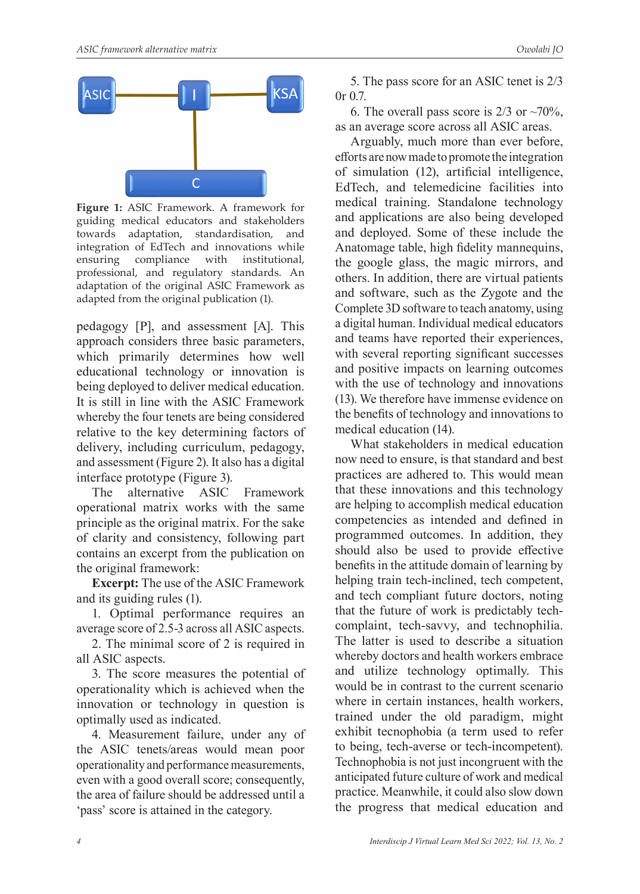**Figure 1:** ASIC Framework. A framework for guiding medical educators and stakeholders towards adaptation, standardisation, and integration of EdTech and innovations while ensuring compliance with institutional, professional, and regulatory standards. An adaptation of the original ASIC Framework as adapted from the original publication (1).

pedagogy [P], and assessment [A]. This approach considers three basic parameters, which primarily determines how well educational technology or innovation is being deployed to deliver medical education. It is still in line with the ASIC Framework whereby the four tenets are being considered relative to the key determining factors of delivery, including curriculum, pedagogy, and assessment (Figure 2). It also has a digital interface prototype (Figure 3).

The alternative ASIC Framework operational matrix works with the same principle as the original matrix. For the sake of clarity and consistency, following part contains an excerpt from the publication on the original framework:

**Excerpt:** The use of the ASIC Framework and its guiding rules (1).

1. Optimal performance requires an average score of 2.5-3 across all ASIC aspects.
2. The minimal score of 2 is required in all ASIC aspects.
3. The score measures the potential of operationality which is achieved when the innovation or technology in question is optimally used as indicated.
4. Measurement failure, under any of the ASIC tenets/areas would mean poor operationality and performance measurements, even with a good overall score; consequently, the area of failure should be addressed until a 'pass' score is attained in the category.
5. The pass score for an ASIC tenet is 2/3 0r 0.7.
6. The overall pass score is 2/3 or ~70%, as an average score across all ASIC areas.

Arguably, much more than ever before, efforts are now made to promote the integration of simulation (12), artificial intelligence, EdTech, and telemedicine facilities into medical training. Standalone technology and applications are also being developed and deployed. Some of these include the Anatomage table, high fidelity mannequins, the google glass, the magic mirrors, and others. In addition, there are virtual patients and software, such as the Zygote and the Complete 3D software to teach anatomy, using a digital human. Individual medical educators and teams have reported their experiences, with several reporting significant successes and positive impacts on learning outcomes with the use of technology and innovations (13). We therefore have immense evidence on the benefits of technology and innovations to medical education (14).

What stakeholders in medical education now need to ensure, is that standard and best practices are adhered to. This would mean that these innovations and this technology are helping to accomplish medical education competencies as intended and defined in programmed outcomes. In addition, they should also be used to provide effective benefits in the attitude domain of learning by helping train tech-inclined, tech competent, and tech compliant future doctors, noting that the future of work is predictably tech-complaint, tech-savvy, and technophilia. The latter is used to describe a situation whereby doctors and health workers embrace and utilize technology optimally. This would be in contrast to the current scenario where in certain instances, health workers, trained under the old paradigm, might exhibit tecnophobia (a term used to refer to being, tech-averse or tech-incompetent). Technophobia is not just incongruent with the anticipated future culture of work and medical practice. Meanwhile, it could also slow down the progress that medical education and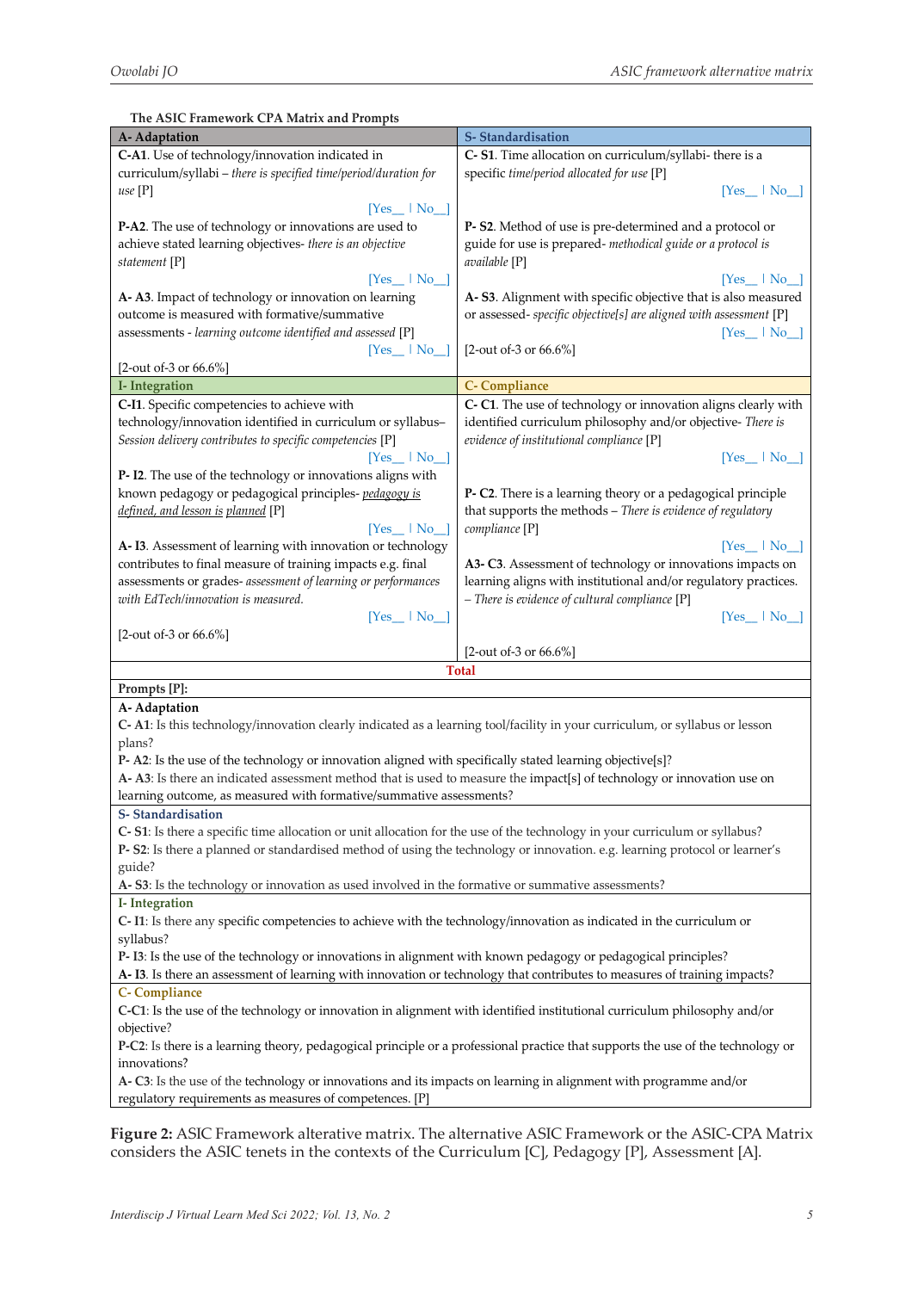**The ASIC Framework CPA Matrix and Prompts**

| A- Adaptation | S- Standardisation |
|---|---|
| **C-A1**. Use of technology/innovation indicated in curriculum/syllabi – *there is specified time/period/duration for use* [P] [Yes__ ǀ No__] | **C- S1**. Time allocation on curriculum/syllabi- there is a specific *time/period allocated for use* [P] [Yes__ ǀ No__] |
| **P-A2**. The use of technology or innovations are used to achieve stated learning objectives- *there is an objective statement* [P] [Yes__ ǀ No__] | **P- S2**. Method of use is pre-determined and a protocol or guide for use is prepared- *methodical guide or a protocol is available* [P] [Yes__ ǀ No__] |
| **A- A3**. Impact of technology or innovation on learning outcome is measured with formative/summative assessments - *learning outcome identified and assessed* [P] [Yes__ ǀ No__] | **A- S3**. Alignment with specific objective that is also measured or assessed- *specific objective[s] are aligned with assessment* [P] [Yes__ ǀ No__] |
| [2-out of-3 or 66.6%] | [2-out of-3 or 66.6%] |
| **I- Integration** | **C- Compliance** |
| **C-I1**. Specific competencies to achieve with technology/innovation identified in curriculum or syllabus– *Session delivery contributes to specific competencies* [P] [Yes__ ǀ No__] | **C- C1**. The use of technology or innovation aligns clearly with identified curriculum philosophy and/or objective- *There is evidence of institutional compliance* [P] [Yes__ ǀ No__] |
| **P- I2**. The use of the technology or innovations aligns with known pedagogy or pedagogical principles- *pedagogy is defined, and lesson is planned* [P] [Yes__ ǀ No__] | **P- C2**. There is a learning theory or a pedagogical principle that supports the methods – *There is evidence of regulatory compliance* [P] [Yes__ ǀ No__] |
| **A- I3**. Assessment of learning with innovation or technology contributes to final measure of training impacts e.g. final assessments or grades- *assessment of learning or performances with EdTech/innovation is measured.* [Yes__ ǀ No__] | **A3- C3**. Assessment of technology or innovations impacts on learning aligns with institutional and/or regulatory practices. – *There is evidence of cultural compliance* [P] [Yes__ ǀ No__] |
| [2-out of-3 or 66.6%] | [2-out of-3 or 66.6%] |
| **Total** | |

**Prompts [P]:**

**A- Adaptation**

**C- A1**: Is this technology/innovation clearly indicated as a learning tool/facility in your curriculum, or syllabus or lesson plans?

**P- A2**: Is the use of the technology or innovation aligned with specifically stated learning objective[s]?

**A- A3**: Is there an indicated assessment method that is used to measure the impact[s] of technology or innovation use on learning outcome, as measured with formative/summative assessments?

**S- Standardisation**

**C- S1**: Is there a specific time allocation or unit allocation for the use of the technology in your curriculum or syllabus?

**P- S2**: Is there a planned or standardised method of using the technology or innovation. e.g. learning protocol or learner's guide?

**A- S3**: Is the technology or innovation as used involved in the formative or summative assessments?

**I- Integration**

**C- I1**: Is there any specific competencies to achieve with the technology/innovation as indicated in the curriculum or syllabus?

**P- I3**: Is the use of the technology or innovations in alignment with known pedagogy or pedagogical principles?

**A- I3**. Is there an assessment of learning with innovation or technology that contributes to measures of training impacts?

**C- Compliance**

**C-C1**: Is the use of the technology or innovation in alignment with identified institutional curriculum philosophy and/or objective?

**P-C2**: Is there is a learning theory, pedagogical principle or a professional practice that supports the use of the technology or innovations?

**A- C3**: Is the use of the technology or innovations and its impacts on learning in alignment with programme and/or regulatory requirements as measures of competences. [P]

**Figure 2:** ASIC Framework alterative matrix. The alternative ASIC Framework or the ASIC-CPA Matrix considers the ASIC tenets in the contexts of the Curriculum [C], Pedagogy [P], Assessment [A].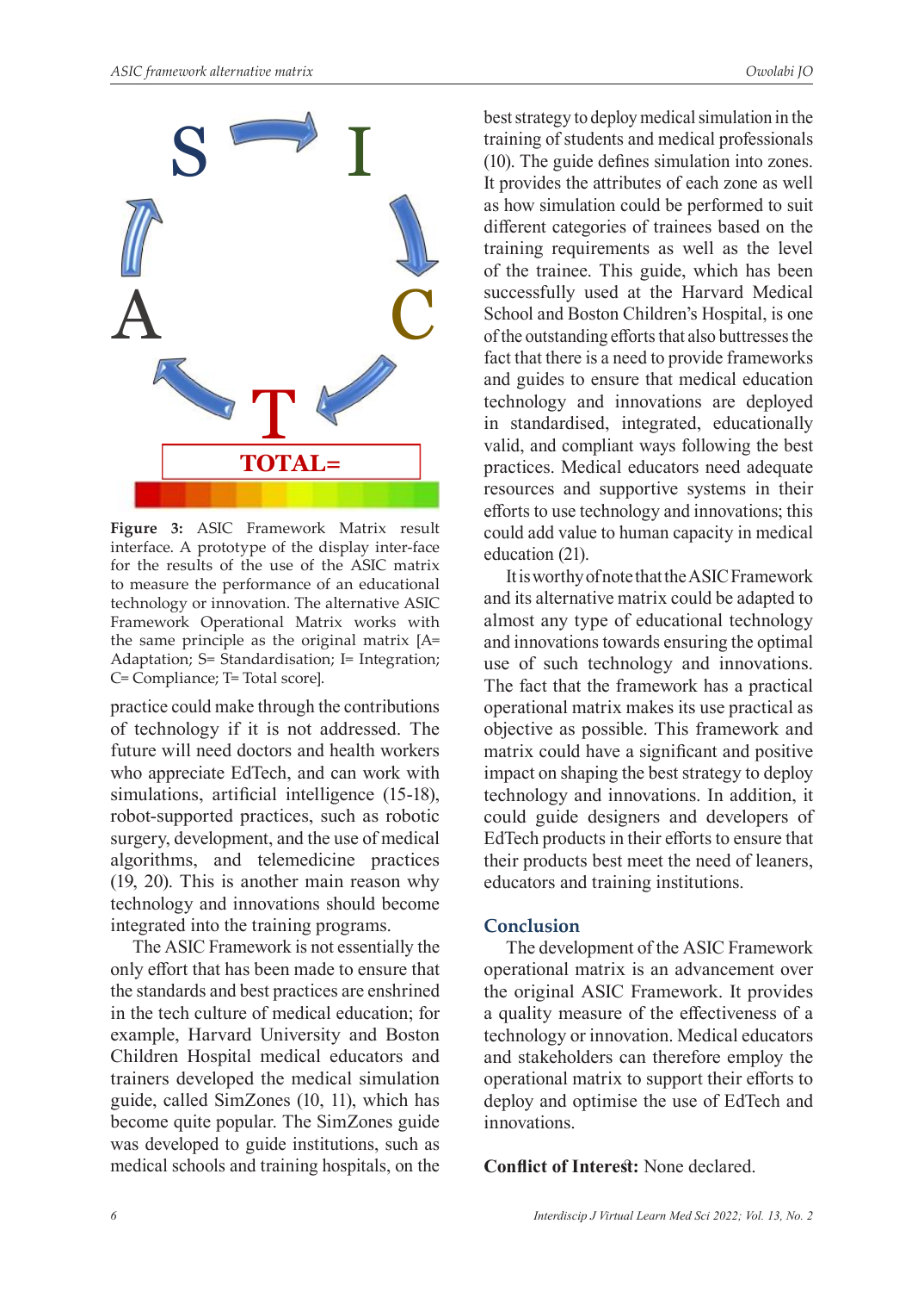**Figure 3:** ASIC Framework Matrix result interface. A prototype of the display inter-face for the results of the use of the ASIC matrix to measure the performance of an educational technology or innovation. The alternative ASIC Framework Operational Matrix works with the same principle as the original matrix [A= Adaptation; S= Standardisation; I= Integration; C= Compliance; T= Total score].

practice could make through the contributions of technology if it is not addressed. The future will need doctors and health workers who appreciate EdTech, and can work with simulations, artificial intelligence (15-18), robot-supported practices, such as robotic surgery, development, and the use of medical algorithms, and telemedicine practices (19, 20). This is another main reason why technology and innovations should become integrated into the training programs.

The ASIC Framework is not essentially the only effort that has been made to ensure that the standards and best practices are enshrined in the tech culture of medical education; for example, Harvard University and Boston Children Hospital medical educators and trainers developed the medical simulation guide, called SimZones (10, 11), which has become quite popular. The SimZones guide was developed to guide institutions, such as medical schools and training hospitals, on the best strategy to deploy medical simulation in the training of students and medical professionals (10). The guide defines simulation into zones. It provides the attributes of each zone as well as how simulation could be performed to suit different categories of trainees based on the training requirements as well as the level of the trainee. This guide, which has been successfully used at the Harvard Medical School and Boston Children's Hospital, is one of the outstanding efforts that also buttresses the fact that there is a need to provide frameworks and guides to ensure that medical education technology and innovations are deployed in standardised, integrated, educationally valid, and compliant ways following the best practices. Medical educators need adequate resources and supportive systems in their efforts to use technology and innovations; this could add value to human capacity in medical education (21).

It is worthy of note that the ASIC Framework and its alternative matrix could be adapted to almost any type of educational technology and innovations towards ensuring the optimal use of such technology and innovations. The fact that the framework has a practical operational matrix makes its use practical as objective as possible. This framework and matrix could have a significant and positive impact on shaping the best strategy to deploy technology and innovations. In addition, it could guide designers and developers of EdTech products in their efforts to ensure that their products best meet the need of leaners, educators and training institutions.

## Conclusion

The development of the ASIC Framework operational matrix is an advancement over the original ASIC Framework. It provides a quality measure of the effectiveness of a technology or innovation. Medical educators and stakeholders can therefore employ the operational matrix to support their efforts to deploy and optimise the use of EdTech and innovations.

**Conflict of Interest:** None declared.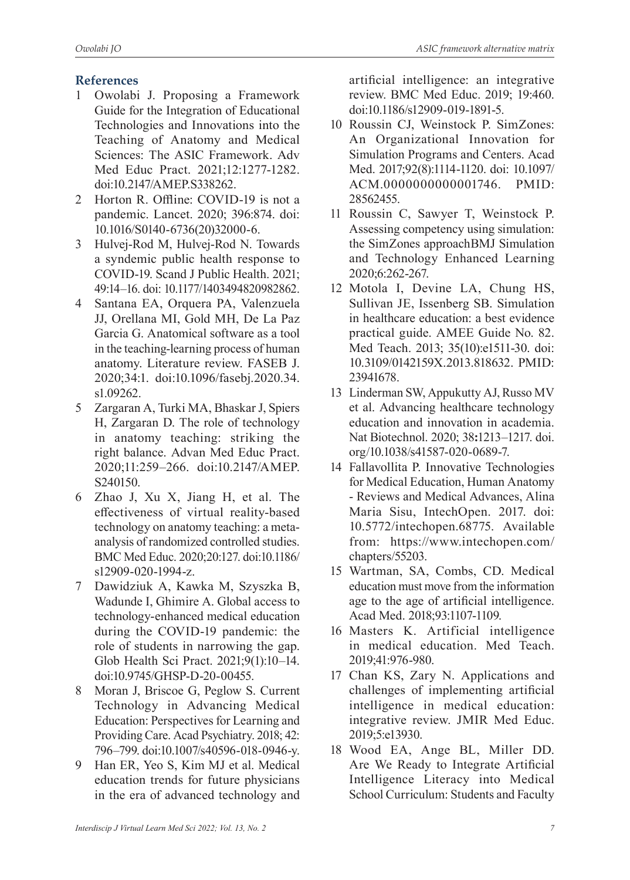## References

1. Owolabi J. Proposing a Framework Guide for the Integration of Educational Technologies and Innovations into the Teaching of Anatomy and Medical Sciences: The ASIC Framework. Adv Med Educ Pract. 2021;12:1277-1282. doi:10.2147/AMEP.S338262.
2. Horton R. Offline: COVID-19 is not a pandemic. Lancet. 2020; 396:874. doi: 10.1016/S0140-6736(20)32000-6.
3. Hulvej-Rod M, Hulvej-Rod N. Towards a syndemic public health response to COVID-19. Scand J Public Health. 2021; 49:14–16. doi: 10.1177/1403494820982862.
4. Santana EA, Orquera PA, Valenzuela JJ, Orellana MI, Gold MH, De La Paz Garcia G. Anatomical software as a tool in the teaching-learning process of human anatomy. Literature review. FASEB J. 2020;34:1. doi:10.1096/fasebj.2020.34.s1.09262.
5. Zargaran A, Turki MA, Bhaskar J, Spiers H, Zargaran D. The role of technology in anatomy teaching: striking the right balance. Advan Med Educ Pract. 2020;11:259–266. doi:10.2147/AMEP.S240150.
6. Zhao J, Xu X, Jiang H, et al. The effectiveness of virtual reality-based technology on anatomy teaching: a meta-analysis of randomized controlled studies. BMC Med Educ. 2020;20:127. doi:10.1186/s12909-020-1994-z.
7. Dawidziuk A, Kawka M, Szyszka B, Wadunde I, Ghimire A. Global access to technology-enhanced medical education during the COVID-19 pandemic: the role of students in narrowing the gap. Glob Health Sci Pract. 2021;9(1):10–14. doi:10.9745/GHSP-D-20-00455.
8. Moran J, Briscoe G, Peglow S. Current Technology in Advancing Medical Education: Perspectives for Learning and Providing Care. Acad Psychiatry. 2018; 42: 796–799. doi:10.1007/s40596-018-0946-y.
9. Han ER, Yeo S, Kim MJ et al. Medical education trends for future physicians in the era of advanced technology and artificial intelligence: an integrative review. BMC Med Educ. 2019; 19:460. doi:10.1186/s12909-019-1891-5.
10. Roussin CJ, Weinstock P. SimZones: An Organizational Innovation for Simulation Programs and Centers. Acad Med. 2017;92(8):1114-1120. doi: 10.1097/ACM.0000000000001746. PMID: 28562455.
11. Roussin C, Sawyer T, Weinstock P. Assessing competency using simulation: the SimZones approachBMJ Simulation and Technology Enhanced Learning 2020;6:262-267.
12. Motola I, Devine LA, Chung HS, Sullivan JE, Issenberg SB. Simulation in healthcare education: a best evidence practical guide. AMEE Guide No. 82. Med Teach. 2013; 35(10):e1511-30. doi: 10.3109/0142159X.2013.818632. PMID: 23941678.
13. Linderman SW, Appukutty AJ, Russo MV et al. Advancing healthcare technology education and innovation in academia. Nat Biotechnol. 2020; 38**:**1213–1217. doi.org/10.1038/s41587-020-0689-7.
14. Fallavollita P. Innovative Technologies for Medical Education, Human Anatomy - Reviews and Medical Advances, Alina Maria Sisu, IntechOpen. 2017. doi: 10.5772/intechopen.68775. Available from: https://www.intechopen.com/chapters/55203.
15. Wartman, SA, Combs, CD. Medical education must move from the information age to the age of artificial intelligence. Acad Med. 2018;93:1107-1109.
16. Masters K. Artificial intelligence in medical education. Med Teach. 2019;41:976-980.
17. Chan KS, Zary N. Applications and challenges of implementing artificial intelligence in medical education: integrative review. JMIR Med Educ. 2019;5:e13930.
18. Wood EA, Ange BL, Miller DD. Are We Ready to Integrate Artificial Intelligence Literacy into Medical School Curriculum: Students and Faculty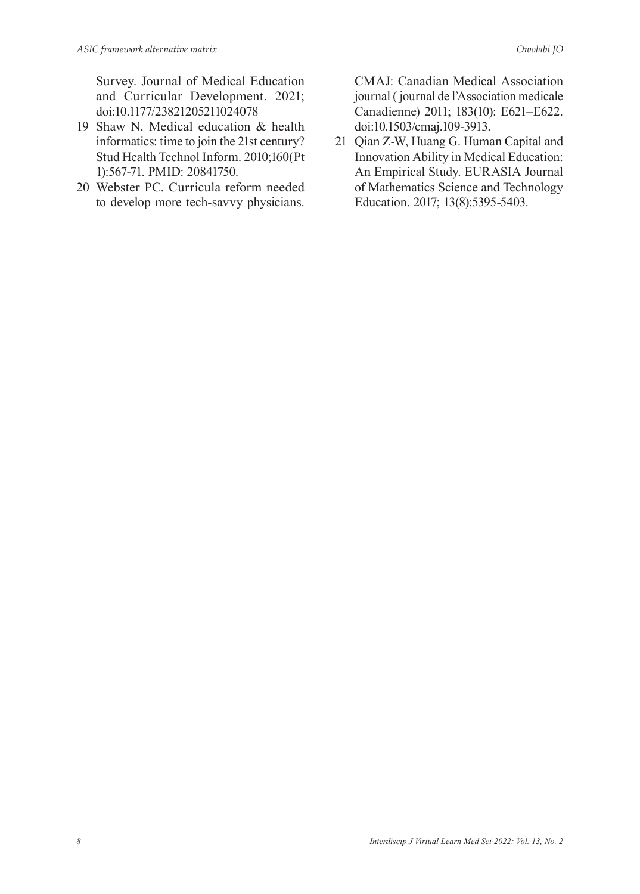Survey. Journal of Medical Education and Curricular Development. 2021; doi:10.1177/23821205211024078

19 Shaw N. Medical education & health informatics: time to join the 21st century? Stud Health Technol Inform. 2010;160(Pt 1):567-71. PMID: 20841750.

20 Webster PC. Curricula reform needed to develop more tech-savvy physicians. CMAJ: Canadian Medical Association journal ( journal de l'Association medicale Canadienne) 2011; 183(10): E621–E622. doi:10.1503/cmaj.109-3913.

21 Qian Z-W, Huang G. Human Capital and Innovation Ability in Medical Education: An Empirical Study. EURASIA Journal of Mathematics Science and Technology Education. 2017; 13(8):5395-5403.